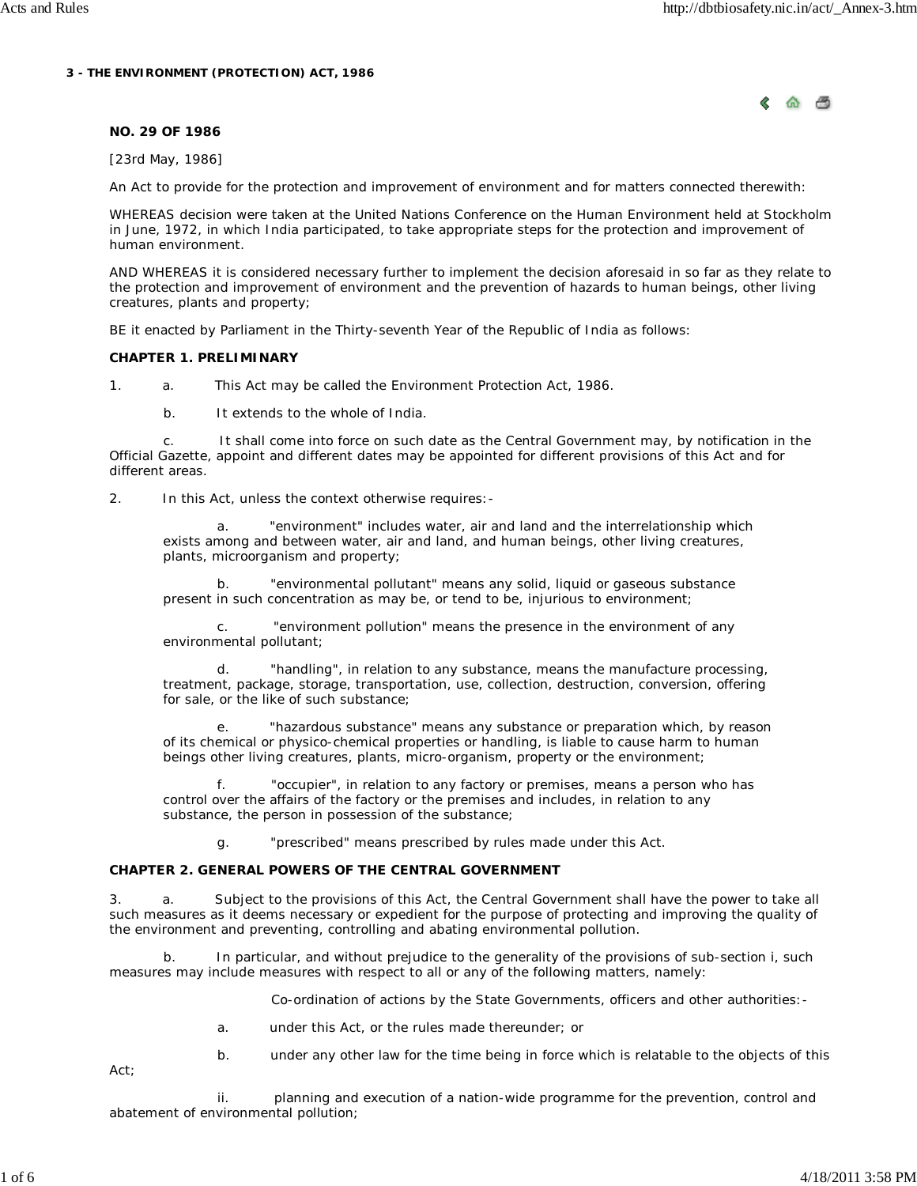# 3 - THE ENVIRONMENT (PROTECTION) ACT, 1986

**NO. 29 OF 1986**

[23rd May, 1986]

An Act to provide for the protection and improvement of environment and for matters connected therewith:

WHEREAS decision were taken at the United Nations Conference on the Human Environment held at Stockholm in June, 1972, in which India participated, to take appropriate steps for the protection and improvement of human environment.

AND WHEREAS it is considered necessary further to implement the decision aforesaid in so far as they relate to the protection and improvement of environment and the prevention of hazards to human beings, other living creatures, plants and property;

BE it enacted by Parliament in the Thirty-seventh Year of the Republic of India as follows:

## CHAPTER 1. PRELIMINARY

1. a. This Act may be called the Environment Protection Act, 1986.

   b. It extends to the whole of India.

   c. It shall come into force on such date as the Central Government may, by notification in the Official Gazette, appoint and different dates may be appointed for different provisions of this Act and for different areas.

2. In this Act, unless the context otherwise requires:-

   a. "environment" includes water, air and land and the interrelationship which exists among and between water, air and land, and human beings, other living creatures, plants, microorganism and property;

   b. "environmental pollutant" means any solid, liquid or gaseous substance present in such concentration as may be, or tend to be, injurious to environment;

   c. "environment pollution" means the presence in the environment of any environmental pollutant;

   d. "handling", in relation to any substance, means the manufacture processing, treatment, package, storage, transportation, use, collection, destruction, conversion, offering for sale, or the like of such substance;

   e. "hazardous substance" means any substance or preparation which, by reason of its chemical or physico-chemical properties or handling, is liable to cause harm to human beings other living creatures, plants, micro-organism, property or the environment;

   f. "occupier", in relation to any factory or premises, means a person who has control over the affairs of the factory or the premises and includes, in relation to any substance, the person in possession of the substance;

   g. "prescribed" means prescribed by rules made under this Act.

## CHAPTER 2. GENERAL POWERS OF THE CENTRAL GOVERNMENT

3. a. Subject to the provisions of this Act, the Central Government shall have the power to take all such measures as it deems necessary or expedient for the purpose of protecting and improving the quality of the environment and preventing, controlling and abating environmental pollution.

   b. In particular, and without prejudice to the generality of the provisions of sub-section i, such measures may include measures with respect to all or any of the following matters, namely:

      Co-ordination of actions by the State Governments, officers and other authorities:-

      a. under this Act, or the rules made thereunder; or

      b. under any other law for the time being in force which is relatable to the objects of this Act;

      ii. planning and execution of a nation-wide programme for the prevention, control and abatement of environmental pollution;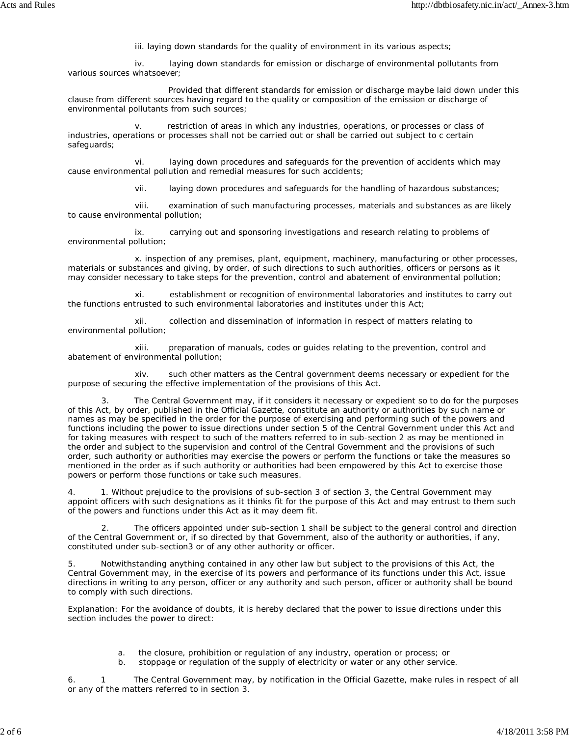iii. laying down standards for the quality of environment in its various aspects;

iv. laying down standards for emission or discharge of environmental pollutants from various sources whatsoever;

Provided that different standards for emission or discharge maybe laid down under this clause from different sources having regard to the quality or composition of the emission or discharge of environmental pollutants from such sources;

v. restriction of areas in which any industries, operations, or processes or class of industries, operations or processes shall not be carried out or shall be carried out subject to c certain safeguards;

vi. laying down procedures and safeguards for the prevention of accidents which may cause environmental pollution and remedial measures for such accidents;

vii. laying down procedures and safeguards for the handling of hazardous substances;

viii. examination of such manufacturing processes, materials and substances as are likely to cause environmental pollution;

ix. carrying out and sponsoring investigations and research relating to problems of environmental pollution;

x. inspection of any premises, plant, equipment, machinery, manufacturing or other processes, materials or substances and giving, by order, of such directions to such authorities, officers or persons as it may consider necessary to take steps for the prevention, control and abatement of environmental pollution;

xi. establishment or recognition of environmental laboratories and institutes to carry out the functions entrusted to such environmental laboratories and institutes under this Act;

xii. collection and dissemination of information in respect of matters relating to environmental pollution;

xiii. preparation of manuals, codes or guides relating to the prevention, control and abatement of environmental pollution;

xiv. such other matters as the Central government deems necessary or expedient for the purpose of securing the effective implementation of the provisions of this Act.

3. The Central Government may, if it considers it necessary or expedient so to do for the purposes of this Act, by order, published in the Official Gazette, constitute an authority or authorities by such name or names as may be specified in the order for the purpose of exercising and performing such of the powers and functions including the power to issue directions under section 5 of the Central Government under this Act and for taking measures with respect to such of the matters referred to in sub-section 2 as may be mentioned in the order and subject to the supervision and control of the Central Government and the provisions of such order, such authority or authorities may exercise the powers or perform the functions or take the measures so mentioned in the order as if such authority or authorities had been empowered by this Act to exercise those powers or perform those functions or take such measures.

4. 1. Without prejudice to the provisions of sub-section 3 of section 3, the Central Government may appoint officers with such designations as it thinks fit for the purpose of this Act and may entrust to them such of the powers and functions under this Act as it may deem fit.

2. The officers appointed under sub-section 1 shall be subject to the general control and direction of the Central Government or, if so directed by that Government, also of the authority or authorities, if any, constituted under sub-section3 or of any other authority or officer.

5. Notwithstanding anything contained in any other law but subject to the provisions of this Act, the Central Government may, in the exercise of its powers and performance of its functions under this Act, issue directions in writing to any person, officer or any authority and such person, officer or authority shall be bound to comply with such directions.

Explanation: For the avoidance of doubts, it is hereby declared that the power to issue directions under this section includes the power to direct:

a. the closure, prohibition or regulation of any industry, operation or process; or
b. stoppage or regulation of the supply of electricity or water or any other service.

6. 1 The Central Government may, by notification in the Official Gazette, make rules in respect of all or any of the matters referred to in section 3.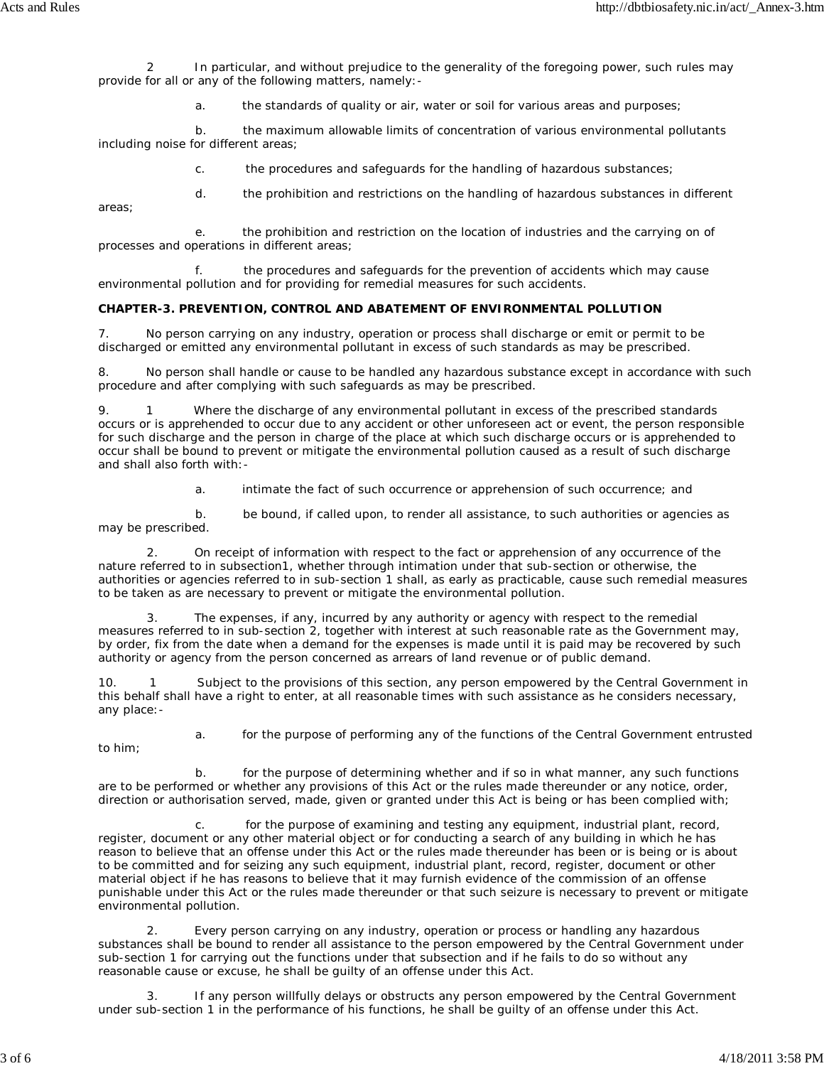2 In particular, and without prejudice to the generality of the foregoing power, such rules may provide for all or any of the following matters, namely:-

a. the standards of quality or air, water or soil for various areas and purposes;

b. the maximum allowable limits of concentration of various environmental pollutants including noise for different areas;

c. the procedures and safeguards for the handling of hazardous substances;

d. the prohibition and restrictions on the handling of hazardous substances in different areas;

e. the prohibition and restriction on the location of industries and the carrying on of processes and operations in different areas;

f. the procedures and safeguards for the prevention of accidents which may cause environmental pollution and for providing for remedial measures for such accidents.

**CHAPTER-3. PREVENTION, CONTROL AND ABATEMENT OF ENVIRONMENTAL POLLUTION**

7. No person carrying on any industry, operation or process shall discharge or emit or permit to be discharged or emitted any environmental pollutant in excess of such standards as may be prescribed.

8. No person shall handle or cause to be handled any hazardous substance except in accordance with such procedure and after complying with such safeguards as may be prescribed.

9. 1 Where the discharge of any environmental pollutant in excess of the prescribed standards occurs or is apprehended to occur due to any accident or other unforeseen act or event, the person responsible for such discharge and the person in charge of the place at which such discharge occurs or is apprehended to occur shall be bound to prevent or mitigate the environmental pollution caused as a result of such discharge and shall also forth with:-

a. intimate the fact of such occurrence or apprehension of such occurrence; and

b. be bound, if called upon, to render all assistance, to such authorities or agencies as may be prescribed.

2. On receipt of information with respect to the fact or apprehension of any occurrence of the nature referred to in subsection1, whether through intimation under that sub-section or otherwise, the authorities or agencies referred to in sub-section 1 shall, as early as practicable, cause such remedial measures to be taken as are necessary to prevent or mitigate the environmental pollution.

3. The expenses, if any, incurred by any authority or agency with respect to the remedial measures referred to in sub-section 2, together with interest at such reasonable rate as the Government may, by order, fix from the date when a demand for the expenses is made until it is paid may be recovered by such authority or agency from the person concerned as arrears of land revenue or of public demand.

10. 1 Subject to the provisions of this section, any person empowered by the Central Government in this behalf shall have a right to enter, at all reasonable times with such assistance as he considers necessary, any place:-

a. for the purpose of performing any of the functions of the Central Government entrusted to him;

b. for the purpose of determining whether and if so in what manner, any such functions are to be performed or whether any provisions of this Act or the rules made thereunder or any notice, order, direction or authorisation served, made, given or granted under this Act is being or has been complied with;

c. for the purpose of examining and testing any equipment, industrial plant, record, register, document or any other material object or for conducting a search of any building in which he has reason to believe that an offense under this Act or the rules made thereunder has been or is being or is about to be committed and for seizing any such equipment, industrial plant, record, register, document or other material object if he has reasons to believe that it may furnish evidence of the commission of an offense punishable under this Act or the rules made thereunder or that such seizure is necessary to prevent or mitigate environmental pollution.

2. Every person carrying on any industry, operation or process or handling any hazardous substances shall be bound to render all assistance to the person empowered by the Central Government under sub-section 1 for carrying out the functions under that subsection and if he fails to do so without any reasonable cause or excuse, he shall be guilty of an offense under this Act.

3. If any person willfully delays or obstructs any person empowered by the Central Government under sub-section 1 in the performance of his functions, he shall be guilty of an offense under this Act.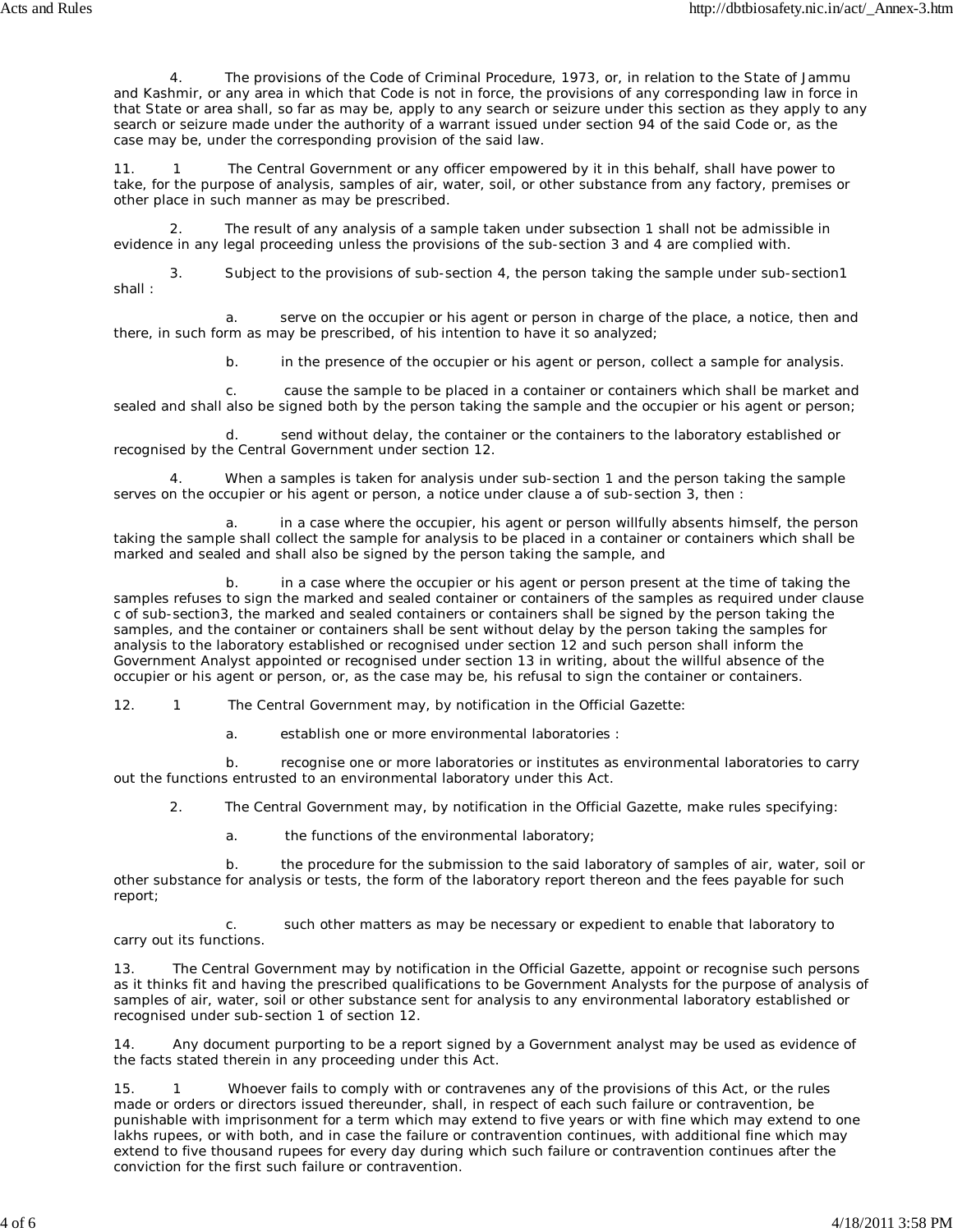4. The provisions of the Code of Criminal Procedure, 1973, or, in relation to the State of Jammu and Kashmir, or any area in which that Code is not in force, the provisions of any corresponding law in force in that State or area shall, so far as may be, apply to any search or seizure under this section as they apply to any search or seizure made under the authority of a warrant issued under section 94 of the said Code or, as the case may be, under the corresponding provision of the said law.

11. 1 The Central Government or any officer empowered by it in this behalf, shall have power to take, for the purpose of analysis, samples of air, water, soil, or other substance from any factory, premises or other place in such manner as may be prescribed.

2. The result of any analysis of a sample taken under subsection 1 shall not be admissible in evidence in any legal proceeding unless the provisions of the sub-section 3 and 4 are complied with.

3. Subject to the provisions of sub-section 4, the person taking the sample under sub-section1 shall :

a. serve on the occupier or his agent or person in charge of the place, a notice, then and there, in such form as may be prescribed, of his intention to have it so analyzed;

b. in the presence of the occupier or his agent or person, collect a sample for analysis.

c. cause the sample to be placed in a container or containers which shall be market and sealed and shall also be signed both by the person taking the sample and the occupier or his agent or person;

d. send without delay, the container or the containers to the laboratory established or recognised by the Central Government under section 12.

4. When a samples is taken for analysis under sub-section 1 and the person taking the sample serves on the occupier or his agent or person, a notice under clause a of sub-section 3, then :

a. in a case where the occupier, his agent or person willfully absents himself, the person taking the sample shall collect the sample for analysis to be placed in a container or containers which shall be marked and sealed and shall also be signed by the person taking the sample, and

b. in a case where the occupier or his agent or person present at the time of taking the samples refuses to sign the marked and sealed container or containers of the samples as required under clause c of sub-section3, the marked and sealed containers or containers shall be signed by the person taking the samples, and the container or containers shall be sent without delay by the person taking the samples for analysis to the laboratory established or recognised under section 12 and such person shall inform the Government Analyst appointed or recognised under section 13 in writing, about the willful absence of the occupier or his agent or person, or, as the case may be, his refusal to sign the container or containers.

12. 1 The Central Government may, by notification in the Official Gazette:

a. establish one or more environmental laboratories :

b. recognise one or more laboratories or institutes as environmental laboratories to carry out the functions entrusted to an environmental laboratory under this Act.

2. The Central Government may, by notification in the Official Gazette, make rules specifying:

a. the functions of the environmental laboratory;

b. the procedure for the submission to the said laboratory of samples of air, water, soil or other substance for analysis or tests, the form of the laboratory report thereon and the fees payable for such report;

c. such other matters as may be necessary or expedient to enable that laboratory to carry out its functions.

13. The Central Government may by notification in the Official Gazette, appoint or recognise such persons as it thinks fit and having the prescribed qualifications to be Government Analysts for the purpose of analysis of samples of air, water, soil or other substance sent for analysis to any environmental laboratory established or recognised under sub-section 1 of section 12.

14. Any document purporting to be a report signed by a Government analyst may be used as evidence of the facts stated therein in any proceeding under this Act.

15. 1 Whoever fails to comply with or contravenes any of the provisions of this Act, or the rules made or orders or directors issued thereunder, shall, in respect of each such failure or contravention, be punishable with imprisonment for a term which may extend to five years or with fine which may extend to one lakhs rupees, or with both, and in case the failure or contravention continues, with additional fine which may extend to five thousand rupees for every day during which such failure or contravention continues after the conviction for the first such failure or contravention.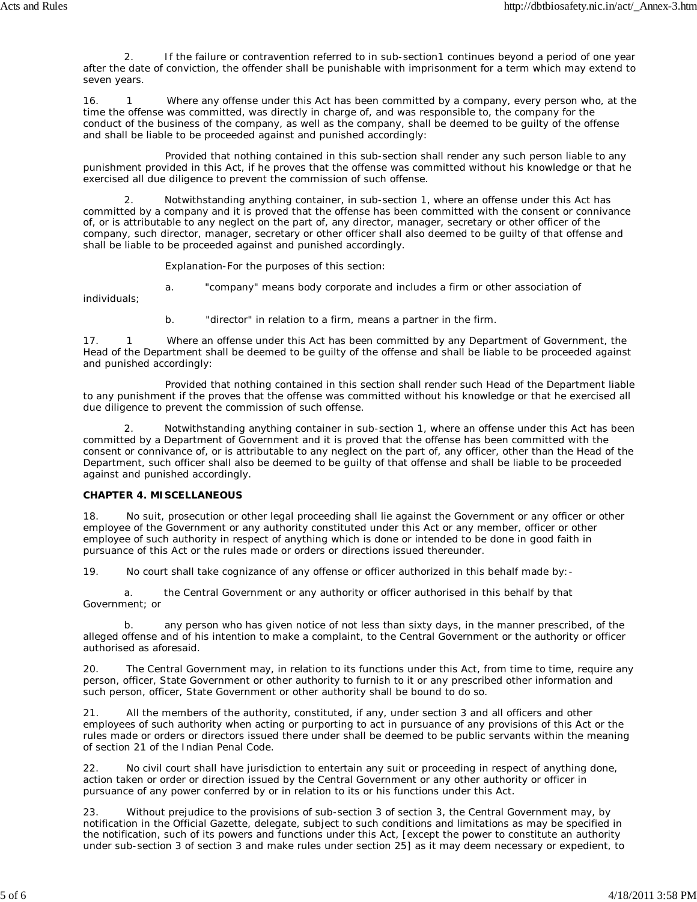2. If the failure or contravention referred to in sub-section1 continues beyond a period of one year after the date of conviction, the offender shall be punishable with imprisonment for a term which may extend to seven years.

16. 1 Where any offense under this Act has been committed by a company, every person who, at the time the offense was committed, was directly in charge of, and was responsible to, the company for the conduct of the business of the company, as well as the company, shall be deemed to be guilty of the offense and shall be liable to be proceeded against and punished accordingly:

Provided that nothing contained in this sub-section shall render any such person liable to any punishment provided in this Act, if he proves that the offense was committed without his knowledge or that he exercised all due diligence to prevent the commission of such offense.

2. Notwithstanding anything container, in sub-section 1, where an offense under this Act has committed by a company and it is proved that the offense has been committed with the consent or connivance of, or is attributable to any neglect on the part of, any director, manager, secretary or other officer of the company, such director, manager, secretary or other officer shall also deemed to be guilty of that offense and shall be liable to be proceeded against and punished accordingly.

Explanation-For the purposes of this section:

a. "company" means body corporate and includes a firm or other association of individuals;

b. "director" in relation to a firm, means a partner in the firm.

17. 1 Where an offense under this Act has been committed by any Department of Government, the Head of the Department shall be deemed to be guilty of the offense and shall be liable to be proceeded against and punished accordingly:

Provided that nothing contained in this section shall render such Head of the Department liable to any punishment if the proves that the offense was committed without his knowledge or that he exercised all due diligence to prevent the commission of such offense.

2. Notwithstanding anything container in sub-section 1, where an offense under this Act has been committed by a Department of Government and it is proved that the offense has been committed with the consent or connivance of, or is attributable to any neglect on the part of, any officer, other than the Head of the Department, such officer shall also be deemed to be guilty of that offense and shall be liable to be proceeded against and punished accordingly.

**CHAPTER 4. MISCELLANEOUS**

18. No suit, prosecution or other legal proceeding shall lie against the Government or any officer or other employee of the Government or any authority constituted under this Act or any member, officer or other employee of such authority in respect of anything which is done or intended to be done in good faith in pursuance of this Act or the rules made or orders or directions issued thereunder.

19. No court shall take cognizance of any offense or officer authorized in this behalf made by:-

a. the Central Government or any authority or officer authorised in this behalf by that Government; or

b. any person who has given notice of not less than sixty days, in the manner prescribed, of the alleged offense and of his intention to make a complaint, to the Central Government or the authority or officer authorised as aforesaid.

20. The Central Government may, in relation to its functions under this Act, from time to time, require any person, officer, State Government or other authority to furnish to it or any prescribed other information and such person, officer, State Government or other authority shall be bound to do so.

21. All the members of the authority, constituted, if any, under section 3 and all officers and other employees of such authority when acting or purporting to act in pursuance of any provisions of this Act or the rules made or orders or directors issued there under shall be deemed to be public servants within the meaning of section 21 of the Indian Penal Code.

22. No civil court shall have jurisdiction to entertain any suit or proceeding in respect of anything done, action taken or order or direction issued by the Central Government or any other authority or officer in pursuance of any power conferred by or in relation to its or his functions under this Act.

23. Without prejudice to the provisions of sub-section 3 of section 3, the Central Government may, by notification in the Official Gazette, delegate, subject to such conditions and limitations as may be specified in the notification, such of its powers and functions under this Act, [except the power to constitute an authority under sub-section 3 of section 3 and make rules under section 25] as it may deem necessary or expedient, to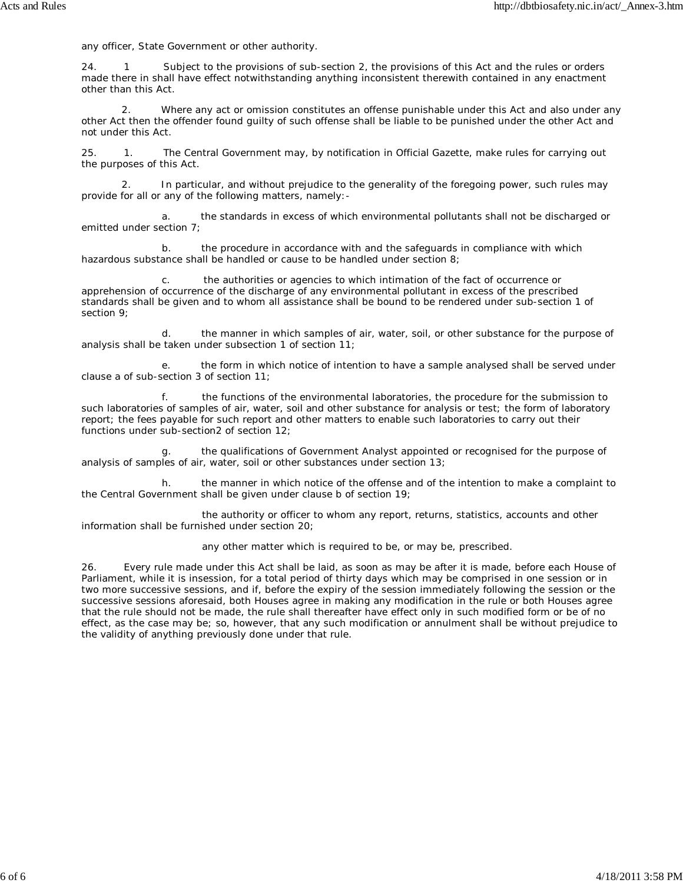any officer, State Government or other authority.

24. 1 Subject to the provisions of sub-section 2, the provisions of this Act and the rules or orders made there in shall have effect notwithstanding anything inconsistent therewith contained in any enactment other than this Act.

2. Where any act or omission constitutes an offense punishable under this Act and also under any other Act then the offender found guilty of such offense shall be liable to be punished under the other Act and not under this Act.

25. 1. The Central Government may, by notification in Official Gazette, make rules for carrying out the purposes of this Act.

2. In particular, and without prejudice to the generality of the foregoing power, such rules may provide for all or any of the following matters, namely:-

a. the standards in excess of which environmental pollutants shall not be discharged or emitted under section 7;

b. the procedure in accordance with and the safeguards in compliance with which hazardous substance shall be handled or cause to be handled under section 8;

c. the authorities or agencies to which intimation of the fact of occurrence or apprehension of occurrence of the discharge of any environmental pollutant in excess of the prescribed standards shall be given and to whom all assistance shall be bound to be rendered under sub-section 1 of section 9;

d. the manner in which samples of air, water, soil, or other substance for the purpose of analysis shall be taken under subsection 1 of section 11;

e. the form in which notice of intention to have a sample analysed shall be served under clause a of sub-section 3 of section 11;

f. the functions of the environmental laboratories, the procedure for the submission to such laboratories of samples of air, water, soil and other substance for analysis or test; the form of laboratory report; the fees payable for such report and other matters to enable such laboratories to carry out their functions under sub-section2 of section 12;

g. the qualifications of Government Analyst appointed or recognised for the purpose of analysis of samples of air, water, soil or other substances under section 13;

h. the manner in which notice of the offense and of the intention to make a complaint to the Central Government shall be given under clause b of section 19;

the authority or officer to whom any report, returns, statistics, accounts and other information shall be furnished under section 20;

any other matter which is required to be, or may be, prescribed.

26. Every rule made under this Act shall be laid, as soon as may be after it is made, before each House of Parliament, while it is insession, for a total period of thirty days which may be comprised in one session or in two more successive sessions, and if, before the expiry of the session immediately following the session or the successive sessions aforesaid, both Houses agree in making any modification in the rule or both Houses agree that the rule should not be made, the rule shall thereafter have effect only in such modified form or be of no effect, as the case may be; so, however, that any such modification or annulment shall be without prejudice to the validity of anything previously done under that rule.